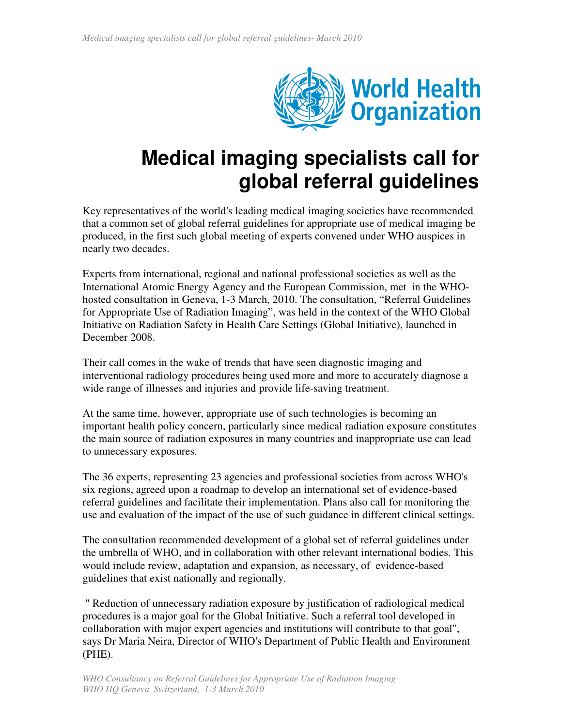# Medical imaging specialists call for global referral guidelines

Key representatives of the world's leading medical imaging societies have recommended that a common set of global referral guidelines for appropriate use of medical imaging be produced, in the first such global meeting of experts convened under WHO auspices in nearly two decades.

Experts from international, regional and national professional societies as well as the International Atomic Energy Agency and the European Commission, met in the WHO-hosted consultation in Geneva, 1-3 March, 2010. The consultation, "Referral Guidelines for Appropriate Use of Radiation Imaging", was held in the context of the WHO Global Initiative on Radiation Safety in Health Care Settings (Global Initiative), launched in December 2008.

Their call comes in the wake of trends that have seen diagnostic imaging and interventional radiology procedures being used more and more to accurately diagnose a wide range of illnesses and injuries and provide life-saving treatment.

At the same time, however, appropriate use of such technologies is becoming an important health policy concern, particularly since medical radiation exposure constitutes the main source of radiation exposures in many countries and inappropriate use can lead to unnecessary exposures.

The 36 experts, representing 23 agencies and professional societies from across WHO's six regions, agreed upon a roadmap to develop an international set of evidence-based referral guidelines and facilitate their implementation. Plans also call for monitoring the use and evaluation of the impact of the use of such guidance in different clinical settings.

The consultation recommended development of a global set of referral guidelines under the umbrella of WHO, and in collaboration with other relevant international bodies. This would include review, adaptation and expansion, as necessary, of evidence-based guidelines that exist nationally and regionally.

" Reduction of unnecessary radiation exposure by justification of radiological medical procedures is a major goal for the Global Initiative. Such a referral tool developed in collaboration with major expert agencies and institutions will contribute to that goal", says Dr Maria Neira, Director of WHO's Department of Public Health and Environment (PHE).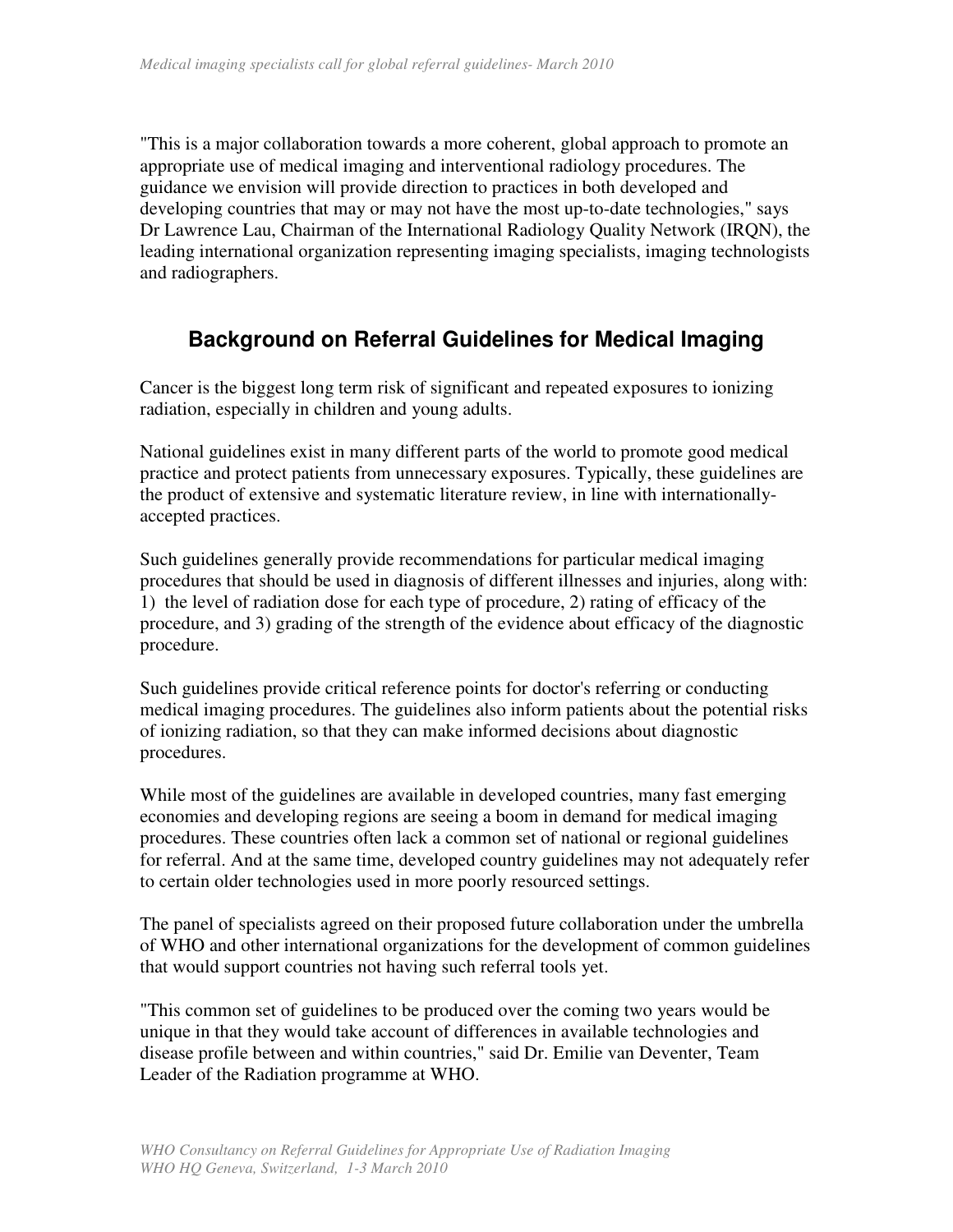"This is a major collaboration towards a more coherent, global approach to promote an appropriate use of medical imaging and interventional radiology procedures. The guidance we envision will provide direction to practices in both developed and developing countries that may or may not have the most up-to-date technologies," says Dr Lawrence Lau, Chairman of the International Radiology Quality Network (IRQN), the leading international organization representing imaging specialists, imaging technologists and radiographers.

## Background on Referral Guidelines for Medical Imaging

Cancer is the biggest long term risk of significant and repeated exposures to ionizing radiation, especially in children and young adults.

National guidelines exist in many different parts of the world to promote good medical practice and protect patients from unnecessary exposures. Typically, these guidelines are the product of extensive and systematic literature review, in line with internationally-accepted practices.

Such guidelines generally provide recommendations for particular medical imaging procedures that should be used in diagnosis of different illnesses and injuries, along with: 1) the level of radiation dose for each type of procedure, 2) rating of efficacy of the procedure, and 3) grading of the strength of the evidence about efficacy of the diagnostic procedure.

Such guidelines provide critical reference points for doctor's referring or conducting medical imaging procedures. The guidelines also inform patients about the potential risks of ionizing radiation, so that they can make informed decisions about diagnostic procedures.

While most of the guidelines are available in developed countries, many fast emerging economies and developing regions are seeing a boom in demand for medical imaging procedures. These countries often lack a common set of national or regional guidelines for referral. And at the same time, developed country guidelines may not adequately refer to certain older technologies used in more poorly resourced settings.

The panel of specialists agreed on their proposed future collaboration under the umbrella of WHO and other international organizations for the development of common guidelines that would support countries not having such referral tools yet.

"This common set of guidelines to be produced over the coming two years would be unique in that they would take account of differences in available technologies and disease profile between and within countries," said Dr. Emilie van Deventer, Team Leader of the Radiation programme at WHO.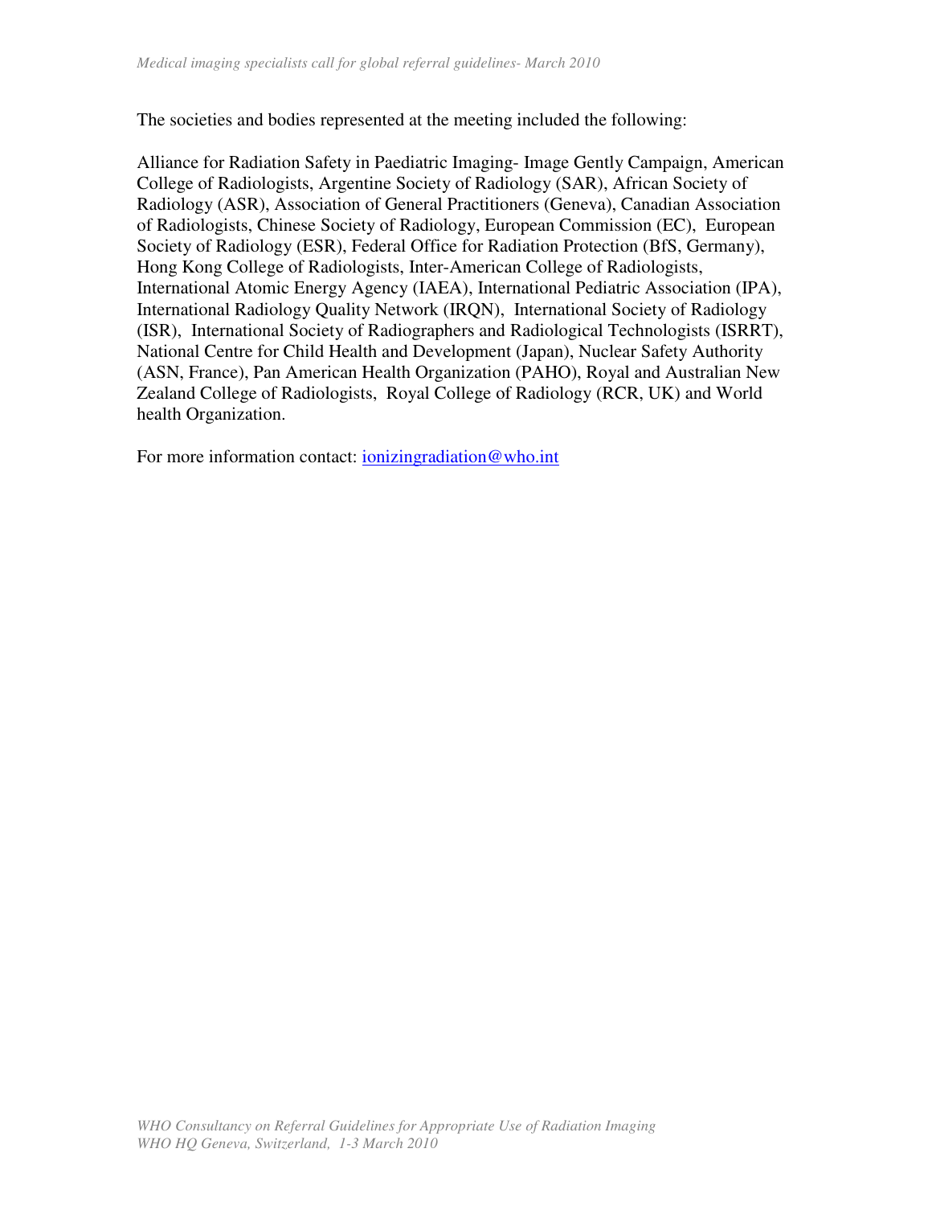The societies and bodies represented at the meeting included the following:

Alliance for Radiation Safety in Paediatric Imaging- Image Gently Campaign, American College of Radiologists, Argentine Society of Radiology (SAR), African Society of Radiology (ASR), Association of General Practitioners (Geneva), Canadian Association of Radiologists, Chinese Society of Radiology, European Commission (EC), European Society of Radiology (ESR), Federal Office for Radiation Protection (BfS, Germany), Hong Kong College of Radiologists, Inter-American College of Radiologists, International Atomic Energy Agency (IAEA), International Pediatric Association (IPA), International Radiology Quality Network (IRQN), International Society of Radiology (ISR), International Society of Radiographers and Radiological Technologists (ISRRT), National Centre for Child Health and Development (Japan), Nuclear Safety Authority (ASN, France), Pan American Health Organization (PAHO), Royal and Australian New Zealand College of Radiologists, Royal College of Radiology (RCR, UK) and World health Organization.

For more information contact: ionizingradiation@who.int